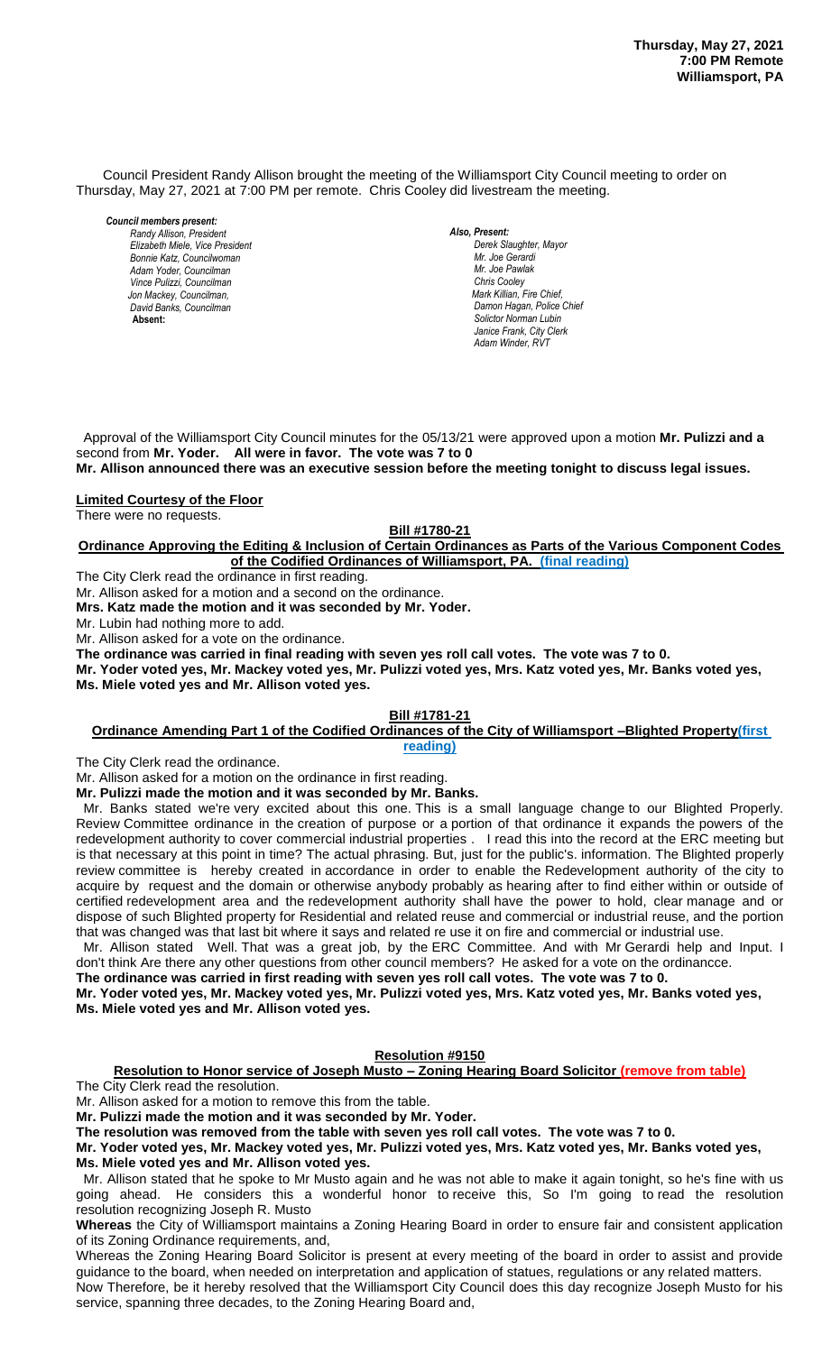**Thursday, May 27, 2021**
**7:00 PM Remote**
**Williamsport, PA**

Council President Randy Allison brought the meeting of the Williamsport City Council meeting to order on Thursday, May 27, 2021 at 7:00 PM per remote. Chris Cooley did livestream the meeting.

***Council members present:***
*Randy Allison, President*
*Elizabeth Miele, Vice President*
*Bonnie Katz, Councilwoman*
*Adam Yoder, Councilman*
*Vince Pulizzi, Councilman*
*Jon Mackey, Councilman,*
*David Banks, Councilman*
**Absent:**

***Also, Present:***
*Derek Slaughter, Mayor*
*Mr. Joe Gerardi*
*Mr. Joe Pawlak*
*Chris Cooley*
*Mark Killian, Fire Chief,*
*Damon Hagan, Police Chief*
*Solictor Norman Lubin*
*Janice Frank, City Clerk*
*Adam Winder, RVT*

Approval of the Williamsport City Council minutes for the 05/13/21 were approved upon a motion **Mr. Pulizzi and a** second from **Mr. Yoder. All were in favor. The vote was 7 to 0**
**Mr. Allison announced there was an executive session before the meeting tonight to discuss legal issues.**

**Limited Courtesy of the Floor**
There were no requests.

**Bill #1780-21**
**Ordinance Approving the Editing & Inclusion of Certain Ordinances as Parts of the Various Component Codes of the Codified Ordinances of Williamsport, PA. (final reading)**

The City Clerk read the ordinance in first reading.
Mr. Allison asked for a motion and a second on the ordinance.
**Mrs. Katz made the motion and it was seconded by Mr. Yoder.**
Mr. Lubin had nothing more to add.
Mr. Allison asked for a vote on the ordinance.
**The ordinance was carried in final reading with seven yes roll call votes. The vote was 7 to 0.**
**Mr. Yoder voted yes, Mr. Mackey voted yes, Mr. Pulizzi voted yes, Mrs. Katz voted yes, Mr. Banks voted yes, Ms. Miele voted yes and Mr. Allison voted yes.**

**Bill #1781-21**
**Ordinance Amending Part 1 of the Codified Ordinances of the City of Williamsport –Blighted Property(first reading)**

The City Clerk read the ordinance.
Mr. Allison asked for a motion on the ordinance in first reading.
**Mr. Pulizzi made the motion and it was seconded by Mr. Banks.**
Mr. Banks stated we're very excited about this one. This is a small language change to our Blighted Properly. Review Committee ordinance in the creation of purpose or a portion of that ordinance it expands the powers of the redevelopment authority to cover commercial industrial properties . I read this into the record at the ERC meeting but is that necessary at this point in time? The actual phrasing. But, just for the public's. information. The Blighted properly review committee is hereby created in accordance in order to enable the Redevelopment authority of the city to acquire by request and the domain or otherwise anybody probably as hearing after to find either within or outside of certified redevelopment area and the redevelopment authority shall have the power to hold, clear manage and or dispose of such Blighted property for Residential and related reuse and commercial or industrial reuse, and the portion that was changed was that last bit where it says and related re use it on fire and commercial or industrial use.
Mr. Allison stated Well. That was a great job, by the ERC Committee. And with Mr Gerardi help and Input. I don't think Are there any other questions from other council members? He asked for a vote on the ordinancce.
**The ordinance was carried in first reading with seven yes roll call votes. The vote was 7 to 0.**
**Mr. Yoder voted yes, Mr. Mackey voted yes, Mr. Pulizzi voted yes, Mrs. Katz voted yes, Mr. Banks voted yes, Ms. Miele voted yes and Mr. Allison voted yes.**

**Resolution #9150**
**Resolution to Honor service of Joseph Musto – Zoning Hearing Board Solicitor (remove from table)**

The City Clerk read the resolution.
Mr. Allison asked for a motion to remove this from the table.
**Mr. Pulizzi made the motion and it was seconded by Mr. Yoder.**
**The resolution was removed from the table with seven yes roll call votes. The vote was 7 to 0.**
**Mr. Yoder voted yes, Mr. Mackey voted yes, Mr. Pulizzi voted yes, Mrs. Katz voted yes, Mr. Banks voted yes, Ms. Miele voted yes and Mr. Allison voted yes.**
Mr. Allison stated that he spoke to Mr Musto again and he was not able to make it again tonight, so he's fine with us going ahead. He considers this a wonderful honor to receive this, So I'm going to read the resolution resolution recognizing Joseph R. Musto
**Whereas** the City of Williamsport maintains a Zoning Hearing Board in order to ensure fair and consistent application of its Zoning Ordinance requirements, and,
Whereas the Zoning Hearing Board Solicitor is present at every meeting of the board in order to assist and provide guidance to the board, when needed on interpretation and application of statues, regulations or any related matters.
Now Therefore, be it hereby resolved that the Williamsport City Council does this day recognize Joseph Musto for his service, spanning three decades, to the Zoning Hearing Board and,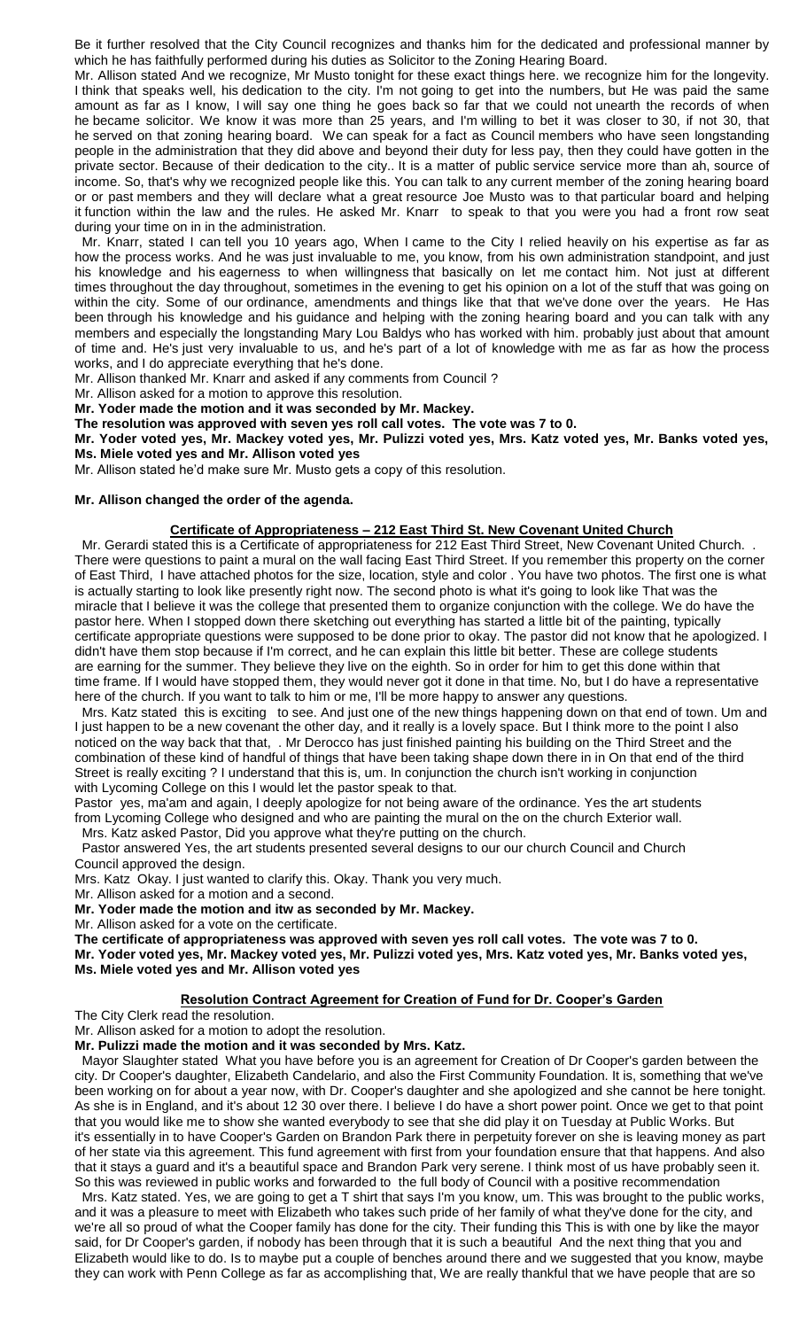Be it further resolved that the City Council recognizes and thanks him for the dedicated and professional manner by which he has faithfully performed during his duties as Solicitor to the Zoning Hearing Board.

Mr. Allison stated And we recognize, Mr Musto tonight for these exact things here. we recognize him for the longevity. I think that speaks well, his dedication to the city. I'm not going to get into the numbers, but He was paid the same amount as far as I know, I will say one thing he goes back so far that we could not unearth the records of when he became solicitor. We know it was more than 25 years, and I'm willing to bet it is closer to 30, if not 30, that he served on that zoning hearing board. We can speak for a fact as Council members who have seen longstanding people in the administration that they did above and beyond their duty for less pay, then they could have gotten in the private sector. Because of their dedication to the city.. It is a matter of public service service more than ah, source of income. So, that's why we recognized people like this. You can talk to any current member of the zoning hearing board or or past members and they will declare what a great resource Joe Musto was to that particular board and helping it function within the law and the rules. He asked Mr. Knarr to speak to that you were you had a front row seat during your time on in in the administration.

Mr. Knarr, stated I can tell you 10 years ago, When I came to the City I relied heavily on his expertise as far as how the process works. And he was just invaluable to me, you know, from his own administration standpoint, and just his knowledge and his eagerness to when willingness that basically on let me contact him. Not just at different times throughout the day throughout, sometimes in the evening to get his opinion on a lot of the stuff that was going on within the city. Some of our ordinance, amendments and things like that that we've done over the years. He Has been through his knowledge and his guidance and helping with the zoning hearing board and you can talk with any members and especially the longstanding Mary Lou Baldys who has worked with him. probably just about that amount of time and. He's just very invaluable to us, and he's part of a lot of knowledge with me as far as how the process works, and I do appreciate everything that he's done.

Mr. Allison thanked Mr. Knarr and asked if any comments from Council ?

Mr. Allison asked for a motion to approve this resolution.

**Mr. Yoder made the motion and it was seconded by Mr. Mackey.**

**The resolution was approved with seven yes roll call votes. The vote was 7 to 0.**

**Mr. Yoder voted yes, Mr. Mackey voted yes, Mr. Pulizzi voted yes, Mrs. Katz voted yes, Mr. Banks voted yes, Ms. Miele voted yes and Mr. Allison voted yes**

Mr. Allison stated he'd make sure Mr. Musto gets a copy of this resolution.

**Mr. Allison changed the order of the agenda.**

## Certificate of Appropriateness – 212 East Third St. New Covenant United Church

Mr. Gerardi stated this is a Certificate of appropriateness for 212 East Third Street, New Covenant United Church. . There were questions to paint a mural on the wall facing East Third Street. If you remember this property on the corner of East Third, I have attached photos for the size, location, style and color . You have two photos. The first one is what is actually starting to look like presently right now. The second photo is what it's going to look like That was the miracle that I believe it was the college that presented them to organize conjunction with the college. We do have the pastor here. When I stopped down there sketching out everything has started a little bit of the painting, typically certificate appropriate questions were supposed to be done prior to okay. The pastor did not know that he apologized. I didn't have them stop because if I'm correct, and he can explain this little bit better. These are college students are earning for the summer. They believe they live on the eighth. So in order for him to get this done within that time frame. If I would have stopped them, they would never got it done in that time. No, but I do have a representative here of the church. If you want to talk to him or me, I'll be more happy to answer any questions.

Mrs. Katz stated this is exciting to see. And just one of the new things happening down on that end of town. Um and I just happen to be a new covenant the other day, and it really is a lovely space. But I think more to the point I also noticed on the way back that that, . Mr Derocco has just finished painting his building on the Third Street and the combination of these kind of handful of things that have been taking shape down there in in On that end of the third Street is really exciting ? I understand that this is, um. In conjunction the church isn't working in conjunction with Lycoming College on this I would let the pastor speak to that.

Pastor yes, ma'am and again, I deeply apologize for not being aware of the ordinance. Yes the art students from Lycoming College who designed and who are painting the mural on the on the church Exterior wall.

Mrs. Katz asked Pastor, Did you approve what they're putting on the church.

Pastor answered Yes, the art students presented several designs to our our church Council and Church Council approved the design.

Mrs. Katz Okay. I just wanted to clarify this. Okay. Thank you very much.

Mr. Allison asked for a motion and a second.

**Mr. Yoder made the motion and itw as seconded by Mr. Mackey.**

Mr. Allison asked for a vote on the certificate.

**The certificate of appropriateness was approved with seven yes roll call votes. The vote was 7 to 0.**

**Mr. Yoder voted yes, Mr. Mackey voted yes, Mr. Pulizzi voted yes, Mrs. Katz voted yes, Mr. Banks voted yes, Ms. Miele voted yes and Mr. Allison voted yes**

## Resolution Contract Agreement for Creation of Fund for Dr. Cooper's Garden

The City Clerk read the resolution.

Mr. Allison asked for a motion to adopt the resolution.

**Mr. Pulizzi made the motion and it was seconded by Mrs. Katz.**

Mayor Slaughter stated What you have before you is an agreement for Creation of Dr Cooper's garden between the city. Dr Cooper's daughter, Elizabeth Candelario, and also the First Community Foundation. It is, something that we've been working on for about a year now, with Dr. Cooper's daughter and she apologized and she cannot be here tonight. As she is in England, and it's about 12 30 over there. I believe I do have a short power point. Once we get to that point that you would like me to show she wanted everybody to see that she did play it on Tuesday at Public Works. But it's essentially in to have Cooper's Garden on Brandon Park there in perpetuity forever on she is leaving money as part of her state via this agreement. This fund agreement with first from your foundation ensure that that happens. And also that it stays a guard and it's a beautiful space and Brandon Park very serene. I think most of us have probably seen it. So this was reviewed in public works and forwarded to the full body of Council with a positive recommendation

Mrs. Katz stated. Yes, we are going to get a T shirt that says I'm you know, um. This was brought to the public works, and it was a pleasure to meet with Elizabeth who takes such pride of her family of what they've done for the city, and we're all so proud of what the Cooper family has done for the city. Their funding this This is with one by like the mayor said, for Dr Cooper's garden, if nobody has been through that it is such a beautiful And the next thing that you and Elizabeth would like to do. Is to maybe put a couple of benches around there and we suggested that you know, maybe they can work with Penn College as far as accomplishing that, We are really thankful that we have people that are so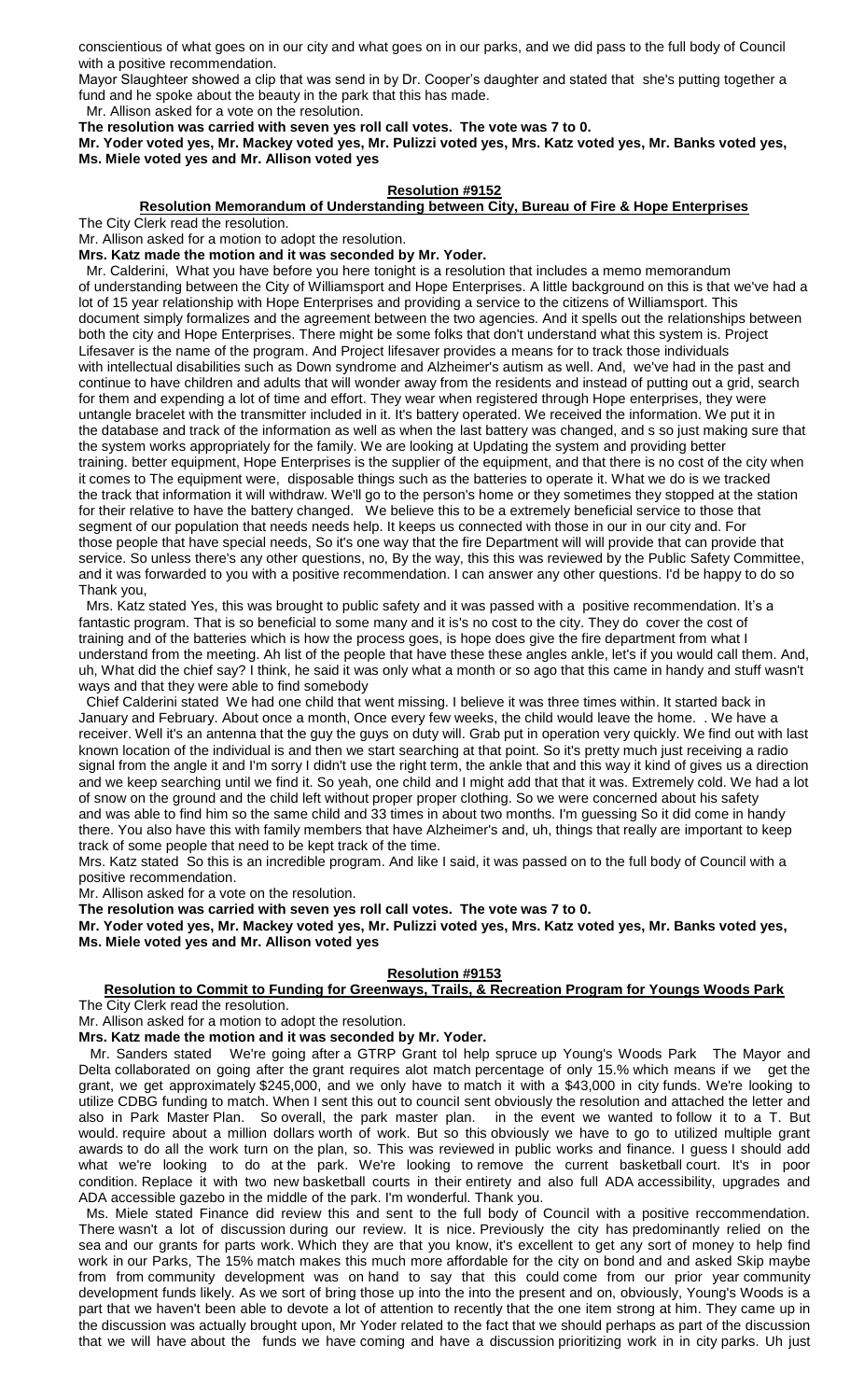conscientious of what goes on in our city and what goes on in our parks, and we did pass to the full body of Council with a positive recommendation.

Mayor Slaughteer showed a clip that was send in by Dr. Cooper's daughter and stated that she's putting together a fund and he spoke about the beauty in the park that this has made.

Mr. Allison asked for a vote on the resolution.

**The resolution was carried with seven yes roll call votes. The vote was 7 to 0.**

**Mr. Yoder voted yes, Mr. Mackey voted yes, Mr. Pulizzi voted yes, Mrs. Katz voted yes, Mr. Banks voted yes, Ms. Miele voted yes and Mr. Allison voted yes**

## Resolution #9152

### Resolution Memorandum of Understanding between City, Bureau of Fire & Hope Enterprises

The City Clerk read the resolution.

Mr. Allison asked for a motion to adopt the resolution.

**Mrs. Katz made the motion and it was seconded by Mr. Yoder.**

Mr. Calderini, What you have before you here tonight is a resolution that includes a memo memorandum of understanding between the City of Williamsport and Hope Enterprises. A little background on this is that we've had a lot of 15 year relationship with Hope Enterprises and providing a service to the citizens of Williamsport. This document simply formalizes and the agreement between the two agencies. And it spells out the relationships between both the city and Hope Enterprises. There might be some folks that don't understand what this system is. Project Lifesaver is the name of the program. And Project lifesaver provides a means for to track those individuals with intellectual disabilities such as Down syndrome and Alzheimer's autism as well. And, we've had in the past and continue to have children and adults that will wonder away from the residents and instead of putting out a grid, search for them and expending a lot of time and effort. They wear when registered through Hope enterprises, they were untangle bracelet with the transmitter included in it. It's battery operated. We received the information. We put it in the database and track of the information as well as when the last battery was changed, and s so just making sure that the system works appropriately for the family. We are looking at Updating the system and providing better training. better equipment, Hope Enterprises is the supplier of the equipment, and that there is no cost of the city when it comes to The equipment were, disposable things such as the batteries to operate it. What we do is we tracked the track that information it will withdraw. We'll go to the person's home or they sometimes they stopped at the station for their relative to have the battery changed. We believe this to be a extremely beneficial service to those that segment of our population that needs needs help. It keeps us connected with those in our in our city and. For those people that have special needs, So it's one way that the fire Department will will provide that can provide that service. So unless there's any other questions, no, By the way, this this was reviewed by the Public Safety Committee, and it was forwarded to you with a positive recommendation. I can answer any other questions. I'd be happy to do so Thank you,

Mrs. Katz stated Yes, this was brought to public safety and it was passed with a positive recommendation. It's a fantastic program. That is so beneficial to some many and it is's no cost to the city. They do cover the cost of training and of the batteries which is how the process goes, is hope does give the fire department from what I understand from the meeting. Ah list of the people that have these these angles ankle, let's if you would call them. And, uh, What did the chief say? I think, he said it was only what a month or so ago that this came in handy and stuff wasn't ways and that they were able to find somebody

Chief Calderini stated We had one child that went missing. I believe it was three times within. It started back in January and February. About once a month, Once every few weeks, the child would leave the home. . We have a receiver. Well it's an antenna that the guy the guys on duty will. Grab put in operation very quickly. We find out with last known location of the individual is and then we start searching at that point. So it's pretty much just receiving a radio signal from the angle it and I'm sorry I didn't use the right term, the ankle that and this way it kind of gives us a direction and we keep searching until we find it. So yeah, one child and I might add that that it was. Extremely cold. We had a lot of snow on the ground and the child left without proper proper clothing. So we were concerned about his safety and was able to find him so the same child and 33 times in about two months. I'm guessing So it did come in handy there. You also have this with family members that have Alzheimer's and, uh, things that really are important to keep track of some people that need to be kept track of the time.

Mrs. Katz stated So this is an incredible program. And like I said, it was passed on to the full body of Council with a positive recommendation.

Mr. Allison asked for a vote on the resolution.

**The resolution was carried with seven yes roll call votes. The vote was 7 to 0.**

**Mr. Yoder voted yes, Mr. Mackey voted yes, Mr. Pulizzi voted yes, Mrs. Katz voted yes, Mr. Banks voted yes, Ms. Miele voted yes and Mr. Allison voted yes**

## Resolution #9153

### Resolution to Commit to Funding for Greenways, Trails, & Recreation Program for Youngs Woods Park

The City Clerk read the resolution.

Mr. Allison asked for a motion to adopt the resolution.

**Mrs. Katz made the motion and it was seconded by Mr. Yoder.**

Mr. Sanders stated We're going after a GTRP Grant tol help spruce up Young's Woods Park The Mayor and Delta collaborated on going after the grant requires alot match percentage of only 15.% which means if we get the grant, we get approximately $245,000, and we only have to match it with a $43,000 in city funds. We're looking to utilize CDBG funding to match. When I sent this out to council sent obviously the resolution and attached the letter and also in Park Master Plan. So overall, the park master plan. in the event we wanted to follow it to a T. But would. require about a million dollars worth of work. But so this obviously we have to go to utilized multiple grant awards to do all the work turn on the plan, so. This was reviewed in public works and finance. I guess I should add what we're looking to do at the park. We're looking to remove the current basketball court. It's in poor condition. Replace it with two new basketball courts in their entirety and also full ADA accessibility, upgrades and ADA accessible gazebo in the middle of the park. I'm wonderful. Thank you.

Ms. Miele stated Finance did review this and sent to the full body of Council with a positive reccommendation. There wasn't a lot of discussion during our review. It is nice. Previously the city has predominantly relied on the sea and our grants for parts work. Which they are that you know, it's excellent to get any sort of money to help find work in our Parks, The 15% match makes this much more affordable for the city on bond and asked Skip maybe from from community development was on hand to say that this could come from our prior year community development funds likely. As we sort of bring those up into the into the present and on, obviously, Young's Woods is a part that we haven't been able to devote a lot of attention to recently that the one item strong at him. They came up in the discussion was actually brought upon, Mr Yoder related to the fact that we should perhaps as part of the discussion that we will have about the funds we have coming and have a discussion prioritizing work in in city parks. Uh just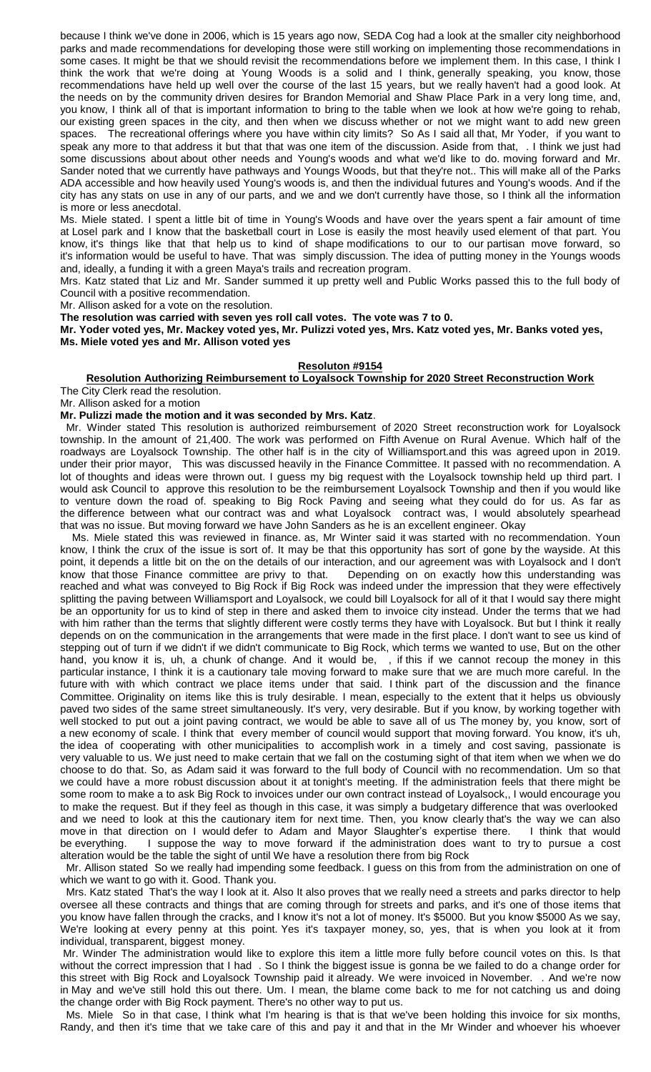because I think we've done in 2006, which is 15 years ago now, SEDA Cog had a look at the smaller city neighborhood parks and made recommendations for developing those were still working on implementing those recommendations in some cases. It might be that we should revisit the recommendations before we implement them. In this case, I think I think the work that we're doing at Young Woods is a solid and I think, generally speaking, you know, those recommendations have held up well over the course of the last 15 years, but we really haven't had a good look. At the needs on by the community driven desires for Brandon Memorial and Shaw Place Park in a very long time, and, you know, I think all of that is important information to bring to the table when we look at how we're going to rehab, our existing green spaces in the city, and then when we discuss whether or not we might want to add new green spaces. The recreational offerings where you have within city limits? So As I said all that, Mr Yoder, if you want to speak any more to that address it but that that was one item of the discussion. Aside from that, . I think we just had some discussions about about other needs and Young's woods and what we'd like to do. moving forward and Mr. Sander noted that we currently have pathways and Youngs Woods, but that they're not.. This will make all of the Parks ADA accessible and how heavily used Young's woods is, and then the individual futures and Young's woods. And if the city has any stats on use in any of our parts, and we and we don't currently have those, so I think all the information is more or less anecdotal.

Ms. Miele stated. I spent a little bit of time in Young's Woods and have over the years spent a fair amount of time at Losel park and I know that the basketball court in Lose is easily the most heavily used element of that part. You know, it's things like that that help us to kind of shape modifications to our to our partisan move forward, so it's information would be useful to have. That was simply discussion. The idea of putting money in the Youngs woods and, ideally, a funding it with a green Maya's trails and recreation program.

Mrs. Katz stated that Liz and Mr. Sander summed it up pretty well and Public Works passed this to the full body of Council with a positive recommendation.

Mr. Allison asked for a vote on the resolution.

**The resolution was carried with seven yes roll call votes. The vote was 7 to 0.**

**Mr. Yoder voted yes, Mr. Mackey voted yes, Mr. Pulizzi voted yes, Mrs. Katz voted yes, Mr. Banks voted yes, Ms. Miele voted yes and Mr. Allison voted yes**

**Resoluton #9154**

**Resolution Authorizing Reimbursement to Loyalsock Township for 2020 Street Reconstruction Work**

The City Clerk read the resolution.

Mr. Allison asked for a motion

**Mr. Pulizzi made the motion and it was seconded by Mrs. Katz**.

Mr. Winder stated This resolution is authorized reimbursement of 2020 Street reconstruction work for Loyalsock township. In the amount of 21,400. The work was performed on Fifth Avenue on Rural Avenue. Which half of the roadways are Loyalsock Township. The other half is in the city of Williamsport.and this was agreed upon in 2019. under their prior mayor, This was discussed heavily in the Finance Committee. It passed with no recommendation. A lot of thoughts and ideas were thrown out. I guess my big request with the Loyalsock township held up third part. I would ask Council to approve this resolution to be the reimbursement Loyalsock Township and then if you would like to venture down the road of. speaking to Big Rock Paving and seeing what they could do for us. As far as the difference between what our contract was and what Loyalsock contract was, I would absolutely spearhead that was no issue. But moving forward we have John Sanders as he is an excellent engineer. Okay

Ms. Miele stated this was reviewed in finance. as, Mr Winter said it was started with no recommendation. Youn know, I think the crux of the issue is sort of. It may be that this opportunity has sort of gone by the wayside. At this point, it depends a little bit on the on the details of our interaction, and our agreement was with Loyalsock and I don't know that those Finance committee are privy to that. Depending on on exactly how this understanding was reached and what was conveyed to Big Rock if Big Rock was indeed under the impression that they were effectively splitting the paving between Williamsport and Loyalsock, we could bill Loyalsock for all of it that I would say there might be an opportunity for us to kind of step in there and asked them to invoice city instead. Under the terms that we had with him rather than the terms that slightly different were costly terms they have with Loyalsock. But but I think it really depends on on the communication in the arrangements that were made in the first place. I don't want to see us kind of stepping out of turn if we didn't if we didn't communicate to Big Rock, which terms we wanted to use, But on the other hand, you know it is, uh, a chunk of change. And it would be, , if this if we cannot recoup the money in this particular instance, I think it is a cautionary tale moving forward to make sure that we are much more careful. In the future with with which contract we place items under that said. I think part of the discussion and the finance Committee. Originality on items like this is truly desirable. I mean, especially to the extent that it helps us obviously paved two sides of the same street simultaneously. It's very, very desirable. But if you know, by working together with well stocked to put out a joint paving contract, we would be able to save all of us The money by, you know, sort of a new economy of scale. I think that every member of council would support that moving forward. You know, it's uh, the idea of cooperating with other municipalities to accomplish work in a timely and cost saving, passionate is very valuable to us. We just need to make certain that we fall on the costuming sight of that item when we when we do choose to do that. So, as Adam said it was forward to the full body of Council with no recommendation. Um so that we could have a more robust discussion about it at tonight's meeting. If the administration feels that there might be some room to make a to ask Big Rock to invoices under our own contract instead of Loyalsock,, I would encourage you to make the request. But if they feel as though in this case, it was simply a budgetary difference that was overlooked and we need to look at this the cautionary item for next time. Then, you know clearly that's the way we can also move in that direction on I would defer to Adam and Mayor Slaughter's expertise there. I think that would be everything. I suppose the way to move forward if the administration does want to try to pursue a cost alteration would be the table the sight of until We have a resolution there from big Rock

Mr. Allison stated So we really had impending some feedback. I guess on this from from the administration on one of which we want to go with it. Good. Thank you.

Mrs. Katz stated That's the way I look at it. Also It also proves that we really need a streets and parks director to help oversee all these contracts and things that are coming through for streets and parks, and it's one of those items that you know have fallen through the cracks, and I know it's not a lot of money. It's $5000. But you know $5000 As we say, We're looking at every penny at this point. Yes it's taxpayer money, so, yes, that is when you look at it from individual, transparent, biggest money.

Mr. Winder The administration would like to explore this item a little more fully before council votes on this. Is that without the correct impression that I had . So I think the biggest issue is gonna be we failed to do a change order for this street with Big Rock and Loyalsock Township paid it already. We were invoiced in November. . And we're now in May and we've still hold this out there. Um. I mean, the blame come back to me for not catching us and doing the change order with Big Rock payment. There's no other way to put us.

Ms. Miele So in that case, I think what I'm hearing is that is that we've been holding this invoice for six months, Randy, and then it's time that we take care of this and pay it and that in the Mr Winder and whoever his whoever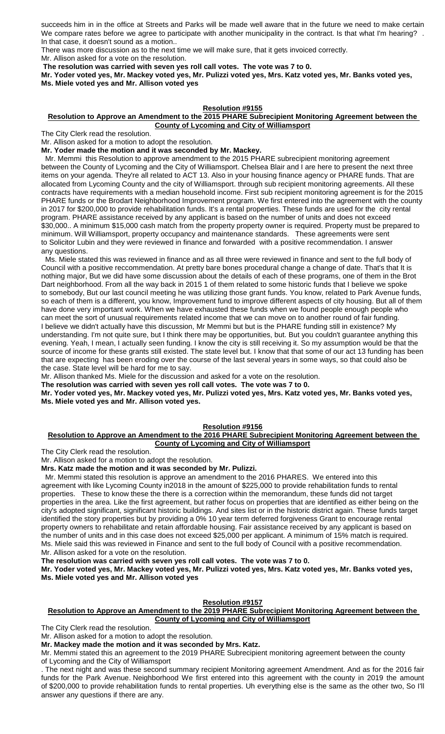succeeds him in in the office at Streets and Parks will be made well aware that in the future we need to make certain We compare rates before we agree to participate with another municipality in the contract. Is that what I'm hearing? . In that case, it doesn't sound as a motion..

There was more discussion as to the next time we will make sure, that it gets invoiced correctly.

Mr. Allison asked for a vote on the resolution.

**The resolution was carried with seven yes roll call votes. The vote was 7 to 0.**

**Mr. Yoder voted yes, Mr. Mackey voted yes, Mr. Pulizzi voted yes, Mrs. Katz voted yes, Mr. Banks voted yes, Ms. Miele voted yes and Mr. Allison voted yes**

## Resolution #9155

### Resolution to Approve an Amendment to the 2015 PHARE Subrecipient Monitoring Agreement between the County of Lycoming and City of Williamsport

The City Clerk read the resolution.

Mr. Allison asked for a motion to adopt the resolution.

**Mr. Yoder made the motion and it was seconded by Mr. Mackey.**

Mr. Memmi this Resolution to approve amendment to the 2015 PHARE subrecipient monitoring agreement between the County of Lycoming and the City of Williamsport. Chelsea Blair and I are here to present the next three items on your agenda. They're all related to ACT 13. Also in your housing finance agency or PHARE funds. That are allocated from Lycoming County and the city of Williamsport. through sub recipient monitoring agreements. All these contracts have requirements with a median household income. First sub recipient monitoring agreement is for the 2015 PHARE funds or the Brodart Neighborhood Improvement program. We first entered into the agreement with the county in 2017 for $200,000 to provide rehabilitation funds. It's a rental properties. These funds are used for the city rental program. PHARE assistance received by any applicant is based on the number of units and does not exceed $30,000.. A minimum $15,000 cash match from the property property owner is required. Property must be prepared to minimum. Will Williamsport, property occupancy and maintenance standards. These agreements were sent to Solicitor Lubin and they were reviewed in finance and forwarded with a positive recommendation. I answer any questions.

Ms. Miele stated this was reviewed in finance and as all three were reviewed in finance and sent to the full body of Council with a positive reccommendation. At pretty bare bones procedural change a change of date. That's that It is nothing major, But we did have some discussion about the details of each of these programs, one of them in the Brot Dart neighborhood. From all the way back in 2015 1 of them related to some historic funds that I believe we spoke to somebody, But our last council meeting he was utilizing those grant funds. You know, related to Park Avenue funds, so each of them is a different, you know, Improvement fund to improve different aspects of city housing. But all of them have done very important work. When we have exhausted these funds when we found people enough people who can meet the sort of unusual requirements related income that we can move on to another round of fair funding. I believe we didn't actually have this discussion, Mr Memmi but but is the PHARE funding still in existence? My understanding. I'm not quite sure, but I think there may be opportunities, but. But you couldn't guarantee anything this evening. Yeah, I, I mean, I actually seen funding. I know the city is still receiving it. So my assumption would be that the source of income for these grants still existed. The state level but. I know that that some of our act 13 funding has been that are expecting has been eroding over the course of the last several years in some ways, so that could also be the case. State level will be hard for me to say.

Mr. Allison thanked Ms. Miele for the discussion and asked for a vote on the resolution.

**The resolution was carried with seven yes roll call votes. The vote was 7 to 0.**

**Mr. Yoder voted yes, Mr. Mackey voted yes, Mr. Pulizzi voted yes, Mrs. Katz voted yes, Mr. Banks voted yes, Ms. Miele voted yes and Mr. Allison voted yes.**

## Resolution #9156

### Resolution to Approve an Amendment to the 2016 PHARE Subrecipient Monitoring Agreement between the County of Lycoming and City of Williamsport

The City Clerk read the resolution.

Mr. Allison asked for a motion to adopt the resolution.

**Mrs. Katz made the motion and it was seconded by Mr. Pulizzi.**

Mr. Memmi stated this resolution is approve an amendment to the 2016 PHARES. We entered into this agreement with like Lycoming County in2018 in the amount of $225,000 to provide rehabilitation funds to rental properties. These to know these the there is a correction within the memorandum, these funds did not target properties in the area. Like the first agreement, but rather focus on properties that are identified as either being on the city's adopted significant, significant historic buildings. And sites list or in the historic district again. These funds target identified the story properties but by providing a 0% 10 year term deferred forgiveness Grant to encourage rental property owners to rehabilitate and retain affordable housing. Fair assistance received by any applicant is based on the number of units and in this case does not exceed $25,000 per applicant. A minimum of 15% match is required. Ms. Miele said this was reviewed in Finance and sent to the full body of Council with a positive recommendation. Mr. Allison asked for a vote on the resolution.

**The resolution was carried with seven yes roll call votes. The vote was 7 to 0.**

**Mr. Yoder voted yes, Mr. Mackey voted yes, Mr. Pulizzi voted yes, Mrs. Katz voted yes, Mr. Banks voted yes, Ms. Miele voted yes and Mr. Allison voted yes**

## Resolution #9157

### Resolution to Approve an Amendment to the 2019 PHARE Subrecipient Monitoring Agreement between the County of Lycoming and City of Williamsport

The City Clerk read the resolution.

Mr. Allison asked for a motion to adopt the resolution.

**Mr. Mackey made the motion and it was seconded by Mrs. Katz.**

Mr. Memmi stated this an agreement to the 2019 PHARE Subrecipient monitoring agreement between the county of Lycoming and the City of Williamsport

. The next night and was these second summary recipient Monitoring agreement Amendment. And as for the 2016 fair funds for the Park Avenue. Neighborhood We first entered into this agreement with the county in 2019 the amount of $200,000 to provide rehabilitation funds to rental properties. Uh everything else is the same as the other two, So I'll answer any questions if there are any.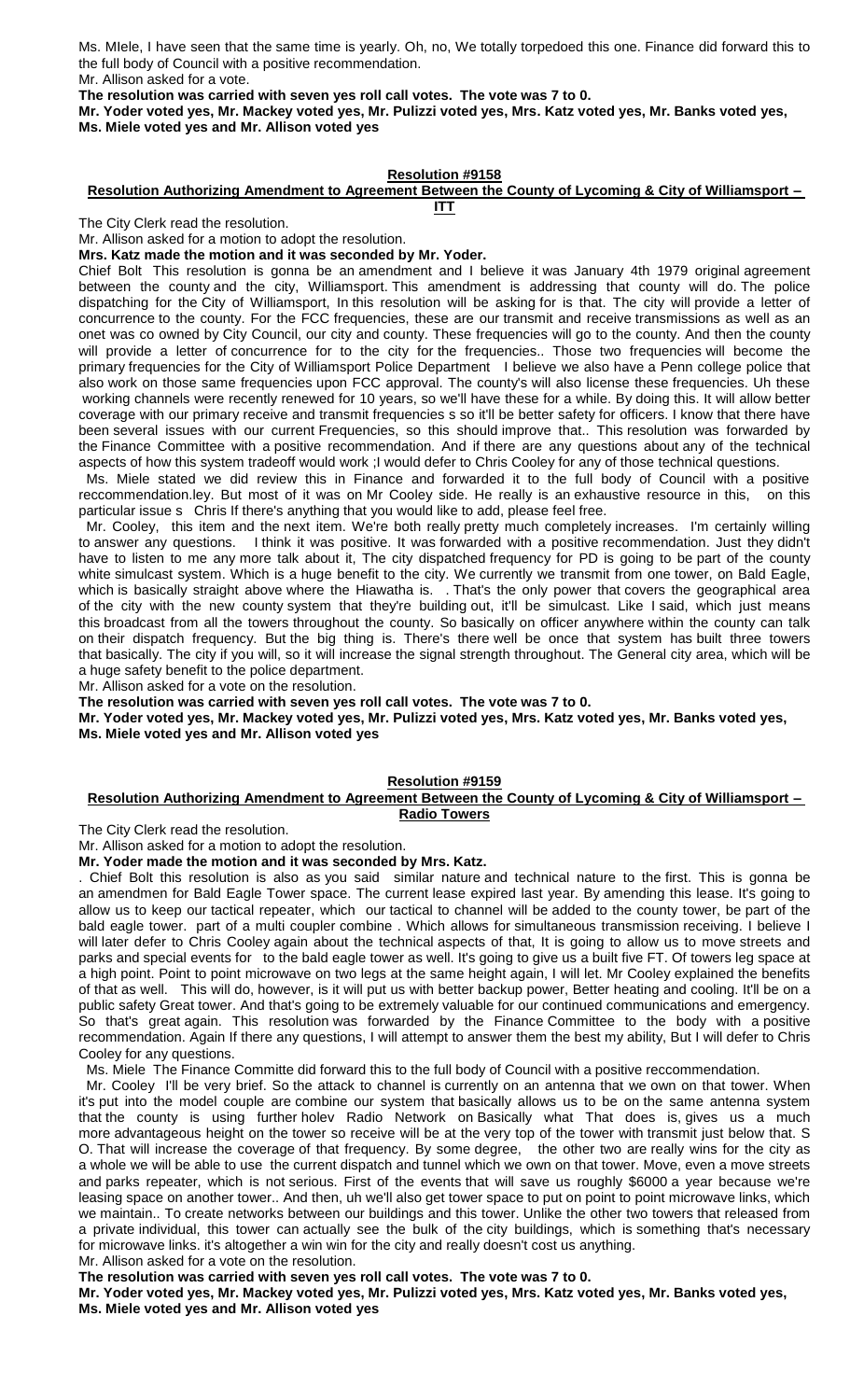Ms. MIele, I have seen that the same time is yearly. Oh, no, We totally torpedoed this one. Finance did forward this to the full body of Council with a positive recommendation.
Mr. Allison asked for a vote.

**The resolution was carried with seven yes roll call votes. The vote was 7 to 0.**

**Mr. Yoder voted yes, Mr. Mackey voted yes, Mr. Pulizzi voted yes, Mrs. Katz voted yes, Mr. Banks voted yes, Ms. Miele voted yes and Mr. Allison voted yes**

**Resolution #9158**

**Resolution Authorizing Amendment to Agreement Between the County of Lycoming & City of Williamsport – ITT**

The City Clerk read the resolution.

Mr. Allison asked for a motion to adopt the resolution.

**Mrs. Katz made the motion and it was seconded by Mr. Yoder.**

Chief Bolt This resolution is gonna be an amendment and I believe it was January 4th 1979 original agreement between the county and the city, Williamsport. This amendment is addressing that county will do. The police dispatching for the City of Williamsport, In this resolution will be asking for is that. The city will provide a letter of concurrence to the county. For the FCC frequencies, these are our transmit and receive transmissions as well as an onet was co owned by City Council, our city and county. These frequencies will go to the county. And then the county will provide a letter of concurrence for to the city for the frequencies.. Those two frequencies will become the primary frequencies for the City of Williamsport Police Department I believe we also have a Penn college police that also work on those same frequencies upon FCC approval. The county's will also license these frequencies. Uh these working channels were recently renewed for 10 years, so we'll have these for a while. By doing this. It will allow better coverage with our primary receive and transmit frequencies s so it'll be better safety for officers. I know that there have been several issues with our current Frequencies, so this should improve that.. This resolution was forwarded by the Finance Committee with a positive recommendation. And if there are any questions about any of the technical aspects of how this system tradeoff would work ;I would defer to Chris Cooley for any of those technical questions.

Ms. Miele stated we did review this in Finance and forwarded it to the full body of Council with a positive reccommendation.ley. But most of it was on Mr Cooley side. He really is an exhaustive resource in this, on this particular issue s Chris If there's anything that you would like to add, please feel free.

Mr. Cooley, this item and the next item. We're both really pretty much completely increases. I'm certainly willing to answer any questions. I think it was positive. It was forwarded with a positive recommendation. Just they didn't have to listen to me any more talk about it, The city dispatched frequency for PD is going to be part of the county white simulcast system. Which is a huge benefit to the city. We currently we transmit from one tower, on Bald Eagle, which is basically straight above where the Hiawatha is. . That's the only power that covers the geographical area of the city with the new county system that they're building out, it'll be simulcast. Like I said, which just means this broadcast from all the towers throughout the county. So basically on officer anywhere within the county can talk on their dispatch frequency. But the big thing is. There's there well be once that system has built three towers that basically. The city if you will, so it will increase the signal strength throughout. The General city area, which will be a huge safety benefit to the police department.

Mr. Allison asked for a vote on the resolution.

**The resolution was carried with seven yes roll call votes. The vote was 7 to 0.**

**Mr. Yoder voted yes, Mr. Mackey voted yes, Mr. Pulizzi voted yes, Mrs. Katz voted yes, Mr. Banks voted yes, Ms. Miele voted yes and Mr. Allison voted yes**

**Resolution #9159**

**Resolution Authorizing Amendment to Agreement Between the County of Lycoming & City of Williamsport – Radio Towers**

The City Clerk read the resolution.

Mr. Allison asked for a motion to adopt the resolution.

**Mr. Yoder made the motion and it was seconded by Mrs. Katz.**

. Chief Bolt this resolution is also as you said similar nature and technical nature to the first. This is gonna be an amendmen for Bald Eagle Tower space. The current lease expired last year. By amending this lease. It's going to allow us to keep our tactical repeater, which our tactical to channel will be added to the county tower, be part of the bald eagle tower. part of a multi coupler combine . Which allows for simultaneous transmission receiving. I believe I will later defer to Chris Cooley again about the technical aspects of that, It is going to allow us to move streets and parks and special events for to the bald eagle tower as well. It's going to give us a built five FT. Of towers leg space at a high point. Point to point microwave on two legs at the same height again, I will let. Mr Cooley explained the benefits of that as well. This will do, however, is it will put us with better backup power, Better heating and cooling. It'll be on a public safety Great tower. And that's going to be extremely valuable for our continued communications and emergency. So that's great again. This resolution was forwarded by the Finance Committee to the body with a positive recommendation. Again If there any questions, I will attempt to answer them the best my ability, But I will defer to Chris Cooley for any questions.

Ms. Miele The Finance Committe did forward this to the full body of Council with a positive reccommendation.

Mr. Cooley I'll be very brief. So the attack to channel is currently on an antenna that we own on that tower. When it's put into the model couple are combine our system that basically allows us to be on the same antenna system that the county is using further holev Radio Network on Basically what That does is, gives us a much more advantageous height on the tower so receive will be at the very top of the tower with transmit just below that. S O. That will increase the coverage of that frequency. By some degree, the other two are really wins for the city as a whole we will be able to use the current dispatch and tunnel which we own on that tower. Move, even a move streets and parks repeater, which is not serious. First of the events that will save us roughly $6000 a year because we're leasing space on another tower.. And then, uh we'll also get tower space to put on point to point microwave links, which we maintain.. To create networks between our buildings and this tower. Unlike the other two towers that released from a private individual, this tower can actually see the bulk of the city buildings, which is something that's necessary for microwave links. it's altogether a win win for the city and really doesn't cost us anything.

Mr. Allison asked for a vote on the resolution.

**The resolution was carried with seven yes roll call votes. The vote was 7 to 0.**

**Mr. Yoder voted yes, Mr. Mackey voted yes, Mr. Pulizzi voted yes, Mrs. Katz voted yes, Mr. Banks voted yes, Ms. Miele voted yes and Mr. Allison voted yes**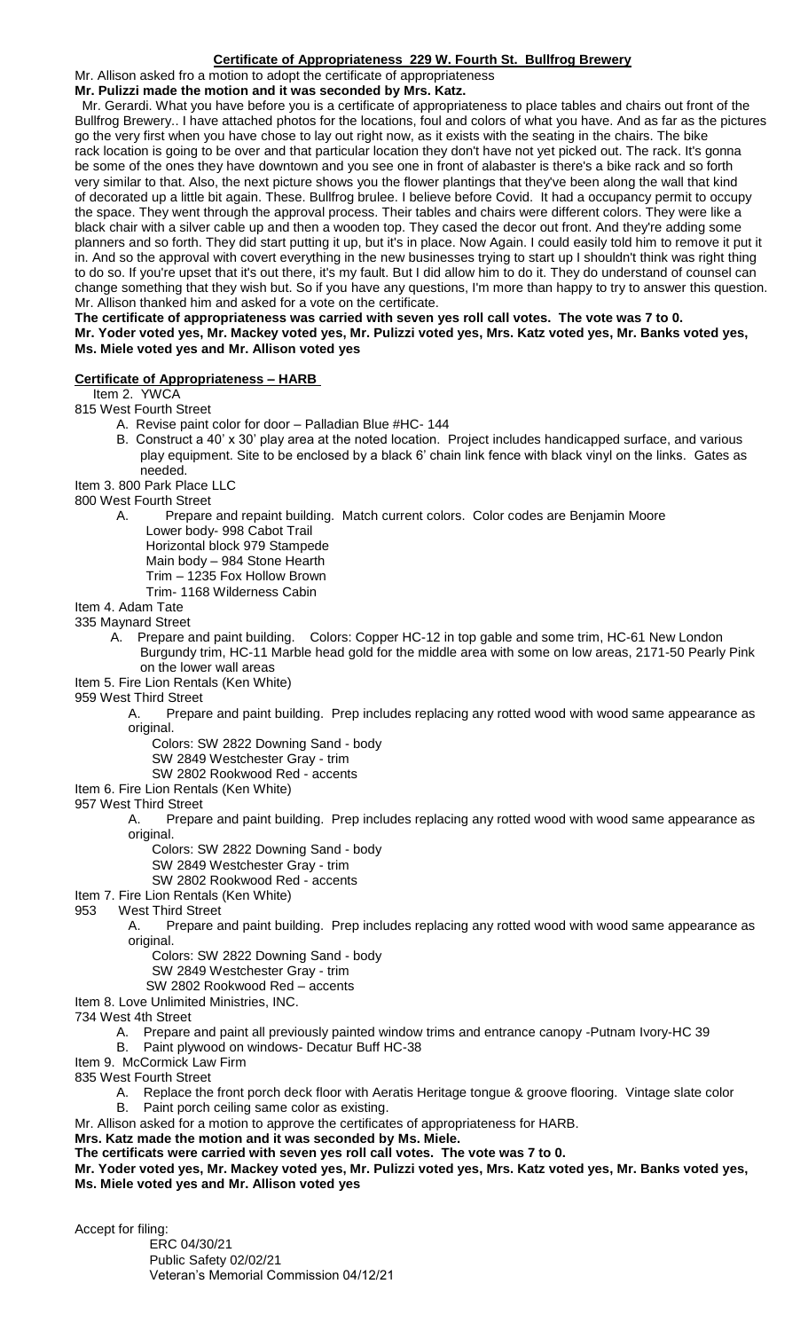## Certificate of Appropriateness 229 W. Fourth St. Bullfrog Brewery

Mr. Allison asked fro a motion to adopt the certificate of appropriateness

**Mr. Pulizzi made the motion and it was seconded by Mrs. Katz.**

Mr. Gerardi. What you have before you is a certificate of appropriateness to place tables and chairs out front of the Bullfrog Brewery.. I have attached photos for the locations, foul and colors of what you have. And as far as the pictures go the very first when you have chose to lay out right now, as it exists with the seating in the chairs. The bike rack location is going to be over and that particular location they don't have not yet picked out. The rack. It's gonna be some of the ones they have downtown and you see one in front of alabaster is there's a bike rack and so forth very similar to that. Also, the next picture shows you the flower plantings that they've been along the wall that kind of decorated up a little bit again. These. Bullfrog brulee. I believe before Covid. It had a occupancy permit to occupy the space. They went through the approval process. Their tables and chairs were different colors. They were like a black chair with a silver cable up and then a wooden top. They cased the decor out front. And they're adding some planners and so forth. They did start putting it up, but it's in place. Now Again. I could easily told him to remove it put it in. And so the approval with covert everything in the new businesses trying to start up I shouldn't think was right thing to do so. If you're upset that it's out there, it's my fault. But I did allow him to do it. They do understand of counsel can change something that they wish but. So if you have any questions, I'm more than happy to try to answer this question. Mr. Allison thanked him and asked for a vote on the certificate.

**The certificate of appropriateness was carried with seven yes roll call votes. The vote was 7 to 0.**
**Mr. Yoder voted yes, Mr. Mackey voted yes, Mr. Pulizzi voted yes, Mrs. Katz voted yes, Mr. Banks voted yes, Ms. Miele voted yes and Mr. Allison voted yes**

## Certificate of Appropriateness – HARB

Item 2. YWCA
815 West Fourth Street

- A. Revise paint color for door – Palladian Blue #HC- 144
- B. Construct a 40' x 30' play area at the noted location. Project includes handicapped surface, and various play equipment. Site to be enclosed by a black 6' chain link fence with black vinyl on the links. Gates as needed.

Item 3. 800 Park Place LLC
800 West Fourth Street

- A. Prepare and repaint building. Match current colors. Color codes are Benjamin Moore
  - Lower body- 998 Cabot Trail
  - Horizontal block 979 Stampede
  - Main body – 984 Stone Hearth
  - Trim – 1235 Fox Hollow Brown
  - Trim- 1168 Wilderness Cabin

Item 4. Adam Tate
335 Maynard Street

- A. Prepare and paint building. Colors: Copper HC-12 in top gable and some trim, HC-61 New London Burgundy trim, HC-11 Marble head gold for the middle area with some on low areas, 2171-50 Pearly Pink on the lower wall areas

Item 5. Fire Lion Rentals (Ken White)
959 West Third Street

- A. Prepare and paint building. Prep includes replacing any rotted wood with wood same appearance as original.
  - Colors: SW 2822 Downing Sand - body
  - SW 2849 Westchester Gray - trim
  - SW 2802 Rookwood Red - accents

Item 6. Fire Lion Rentals (Ken White)
957 West Third Street

- A. Prepare and paint building. Prep includes replacing any rotted wood with wood same appearance as original.
  - Colors: SW 2822 Downing Sand - body
  - SW 2849 Westchester Gray - trim
  - SW 2802 Rookwood Red - accents

Item 7. Fire Lion Rentals (Ken White)
953 West Third Street

- A. Prepare and paint building. Prep includes replacing any rotted wood with wood same appearance as original.
  - Colors: SW 2822 Downing Sand - body
  - SW 2849 Westchester Gray - trim
  - SW 2802 Rookwood Red – accents

Item 8. Love Unlimited Ministries, INC.
734 West 4th Street

- A. Prepare and paint all previously painted window trims and entrance canopy -Putnam Ivory-HC 39
- B. Paint plywood on windows- Decatur Buff HC-38

Item 9. McCormick Law Firm
835 West Fourth Street

- A. Replace the front porch deck floor with Aeratis Heritage tongue & groove flooring. Vintage slate color
- B. Paint porch ceiling same color as existing.

Mr. Allison asked for a motion to approve the certificates of appropriateness for HARB.

**Mrs. Katz made the motion and it was seconded by Ms. Miele.**

**The certificats were carried with seven yes roll call votes. The vote was 7 to 0.**

**Mr. Yoder voted yes, Mr. Mackey voted yes, Mr. Pulizzi voted yes, Mrs. Katz voted yes, Mr. Banks voted yes, Ms. Miele voted yes and Mr. Allison voted yes**

Accept for filing:

- ERC 04/30/21
- Public Safety 02/02/21
- Veteran's Memorial Commission 04/12/21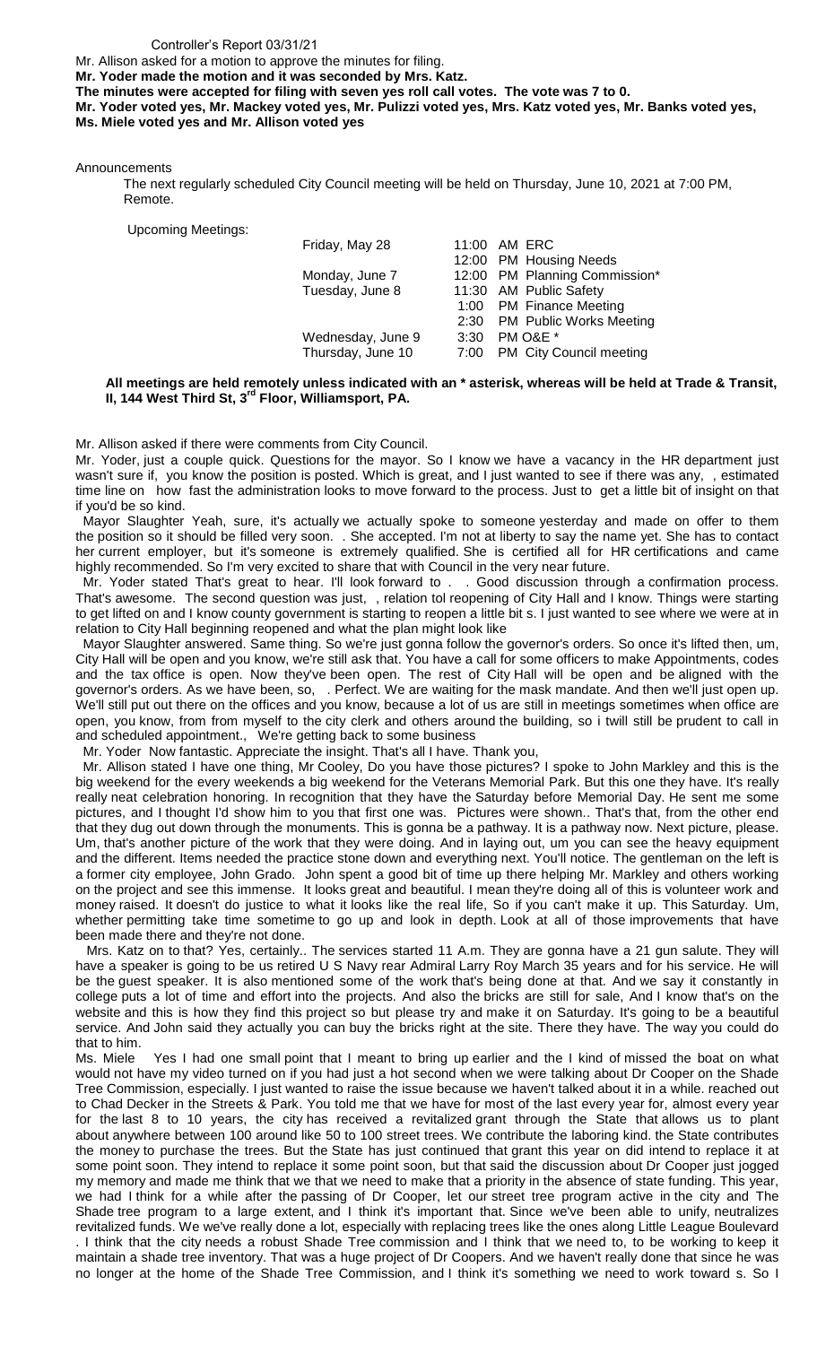Controller's Report 03/31/21

Mr. Allison asked for a motion to approve the minutes for filing.

**Mr. Yoder made the motion and it was seconded by Mrs. Katz.**

**The minutes were accepted for filing with seven yes roll call votes. The vote was 7 to 0.**

**Mr. Yoder voted yes, Mr. Mackey voted yes, Mr. Pulizzi voted yes, Mrs. Katz voted yes, Mr. Banks voted yes, Ms. Miele voted yes and Mr. Allison voted yes**

Announcements

The next regularly scheduled City Council meeting will be held on Thursday, June 10, 2021 at 7:00 PM, Remote.

Upcoming Meetings:

| | | |
|---|---|---|
| Friday, May 28 | 11:00 AM | ERC |
| | 12:00 PM | Housing Needs |
| Monday, June 7 | 12:00 PM | Planning Commission* |
| Tuesday, June 8 | 11:30 AM | Public Safety |
| | 1:00 PM | Finance Meeting |
| | 2:30 PM | Public Works Meeting |
| Wednesday, June 9 | 3:30 PM | O&E * |
| Thursday, June 10 | 7:00 PM | City Council meeting |

**All meetings are held remotely unless indicated with an * asterisk, whereas will be held at Trade & Transit, II, 144 West Third St, 3rd Floor, Williamsport, PA.**

Mr. Allison asked if there were comments from City Council.

Mr. Yoder, just a couple quick. Questions for the mayor. So I know we have a vacancy in the HR department just wasn't sure if, you know the position is posted. Which is great, and I just wanted to see if there was any, , estimated time line on how fast the administration looks to move forward to the process. Just to get a little bit of insight on that if you'd be so kind.

Mayor Slaughter Yeah, sure, it's actually we actually spoke to someone yesterday and made on offer to them the position so it should be filled very soon. . She accepted. I'm not at liberty to say the name yet. She has to contact her current employer, but it's someone is extremely qualified. She is certified all for HR certifications and came highly recommended. So I'm very excited to share that with Council in the very near future.

Mr. Yoder stated That's great to hear. I'll look forward to . . Good discussion through a confirmation process. That's awesome. The second question was just, , relation tol reopening of City Hall and I know. Things were starting to get lifted on and I know county government is starting to reopen a little bit s. I just wanted to see where we were at in relation to City Hall beginning reopened and what the plan might look like

Mayor Slaughter answered. Same thing. So we're just gonna follow the governor's orders. So once it's lifted then, um, City Hall will be open and you know, we're still ask that. You have a call for some officers to make Appointments, codes and the tax office is open. Now they've been open. The rest of City Hall will be open and be aligned with the governor's orders. As we have been, so, . Perfect. We are waiting for the mask mandate. And then we'll just open up. We'll still put out there on the offices and you know, because a lot of us are still in meetings sometimes when office are open, you know, from from myself to the city clerk and others around the building, so i twill still be prudent to call in and scheduled appointment., We're getting back to some business

Mr. Yoder Now fantastic. Appreciate the insight. That's all I have. Thank you,

Mr. Allison stated I have one thing, Mr Cooley, Do you have those pictures? I spoke to John Markley and this is the big weekend for the every weekends a big weekend for the Veterans Memorial Park. But this one they have. It's really really neat celebration honoring. In recognition that they have the Saturday before Memorial Day. He sent me some pictures, and I thought I'd show him to you that first one was. Pictures were shown.. That's that, from the other end that they dug out down through the monuments. This is gonna be a pathway. It is a pathway now. Next picture, please. Um, that's another picture of the work that they were doing. And in laying out, um you can see the heavy equipment and the different. Items needed the practice stone down and everything next. You'll notice. The gentleman on the left is a former city employee, John Grado. John spent a good bit of time up there helping Mr. Markley and others working on the project and see this immense. It looks great and beautiful. I mean they're doing all of this is volunteer work and money raised. It doesn't do justice to what it looks like the real life, So if you can't make it up. This Saturday. Um, whether permitting take time sometime to go up and look in depth. Look at all of those improvements that have been made there and they're not done.

Mrs. Katz on to that? Yes, certainly.. The services started 11 A.m. They are gonna have a 21 gun salute. They will have a speaker is going to be us retired U S Navy rear Admiral Larry Roy March 35 years and for his service. He will be the guest speaker. It is also mentioned some of the work that's being done at that. And we say it constantly in college puts a lot of time and effort into the projects. And also the bricks are still for sale, And I know that's on the website and this is how they find this project so but please try and make it on Saturday. It's going to be a beautiful service. And John said they actually you can buy the bricks right at the site. There they have. The way you could do that to him.

Ms. Miele Yes I had one small point that I meant to bring up earlier and the I kind of missed the boat on what would not have my video turned on if you had just a hot second when we were talking about Dr Cooper on the Shade Tree Commission, especially. I just wanted to raise the issue because we haven't talked about it in a while. reached out to Chad Decker in the Streets & Park. You told me that we have for most of the last every year for, almost every year for the last 8 to 10 years, the city has received a revitalized grant through the State that allows us to plant about anywhere between 100 around like 50 to 100 street trees. We contribute the laboring kind. the State contributes the money to purchase the trees. But the State has just continued that grant this year on did intend to replace it at some point soon. They intend to replace it some point soon, but that said the discussion about Dr Cooper just jogged my memory and made me think that we that we need to make that a priority in the absence of state funding. This year, we had I think for a while after the passing of Dr Cooper, let our street tree program active in the city and The Shade tree program to a large extent, and I think it's important that. Since we've been able to unify, neutralizes revitalized funds. We we've really done a lot, especially with replacing trees like the ones along Little League Boulevard . I think that the city needs a robust Shade Tree commission and I think that we need to, to be working to keep it maintain a shade tree inventory. That was a huge project of Dr Coopers. And we haven't really done that since he was no longer at the home of the Shade Tree Commission, and I think it's something we need to work toward s. So I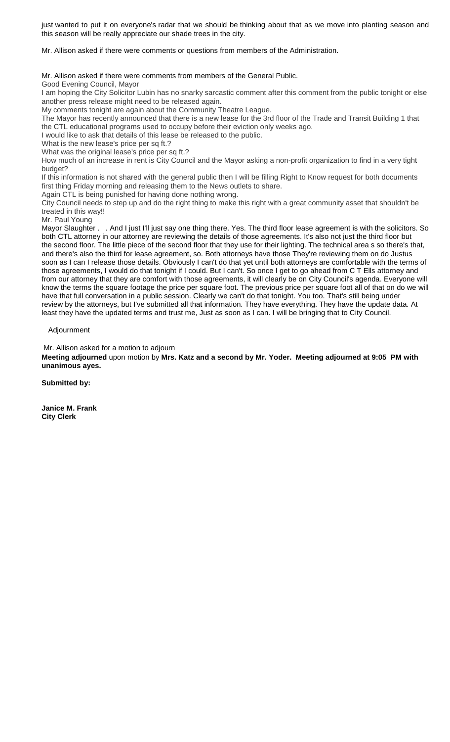just wanted to put it on everyone's radar that we should be thinking about that as we move into planting season and this season will be really appreciate our shade trees in the city.

Mr. Allison asked if there were comments or questions from members of the Administration.

Mr. Allison asked if there were comments from members of the General Public.

Good Evening Council, Mayor

I am hoping the City Solicitor Lubin has no snarky sarcastic comment after this comment from the public tonight or else another press release might need to be released again.

My comments tonight are again about the Community Theatre League.

The Mayor has recently announced that there is a new lease for the 3rd floor of the Trade and Transit Building 1 that the CTL educational programs used to occupy before their eviction only weeks ago.

I would like to ask that details of this lease be released to the public.

What is the new lease's price per sq ft.?

What was the original lease's price per sq ft.?

How much of an increase in rent is City Council and the Mayor asking a non-profit organization to find in a very tight budget?

If this information is not shared with the general public then I will be filling Right to Know request for both documents first thing Friday morning and releasing them to the News outlets to share.

Again CTL is being punished for having done nothing wrong.

City Council needs to step up and do the right thing to make this right with a great community asset that shouldn't be treated in this way!!

Mr. Paul Young

Mayor Slaughter . . And I just I'll just say one thing there. Yes. The third floor lease agreement is with the solicitors. So both CTL attorney in our attorney are reviewing the details of those agreements. It's also not just the third floor but the second floor. The little piece of the second floor that they use for their lighting. The technical area s so there's that, and there's also the third for lease agreement, so. Both attorneys have those They're reviewing them on do Justus soon as I can I release those details. Obviously I can't do that yet until both attorneys are comfortable with the terms of those agreements, I would do that tonight if I could. But I can't. So once I get to go ahead from C T Ells attorney and from our attorney that they are comfort with those agreements, it will clearly be on City Council's agenda. Everyone will know the terms the square footage the price per square foot. The previous price per square foot all of that on do we will have that full conversation in a public session. Clearly we can't do that tonight. You too. That's still being under review by the attorneys, but I've submitted all that information. They have everything. They have the update data. At least they have the updated terms and trust me, Just as soon as I can. I will be bringing that to City Council.

Adjournment

Mr. Allison asked for a motion to adjourn

**Meeting adjourned** upon motion by **Mrs. Katz and a second by Mr. Yoder. Meeting adjourned at 9:05 PM with unanimous ayes.**

**Submitted by:**

**Janice M. Frank**
**City Clerk**